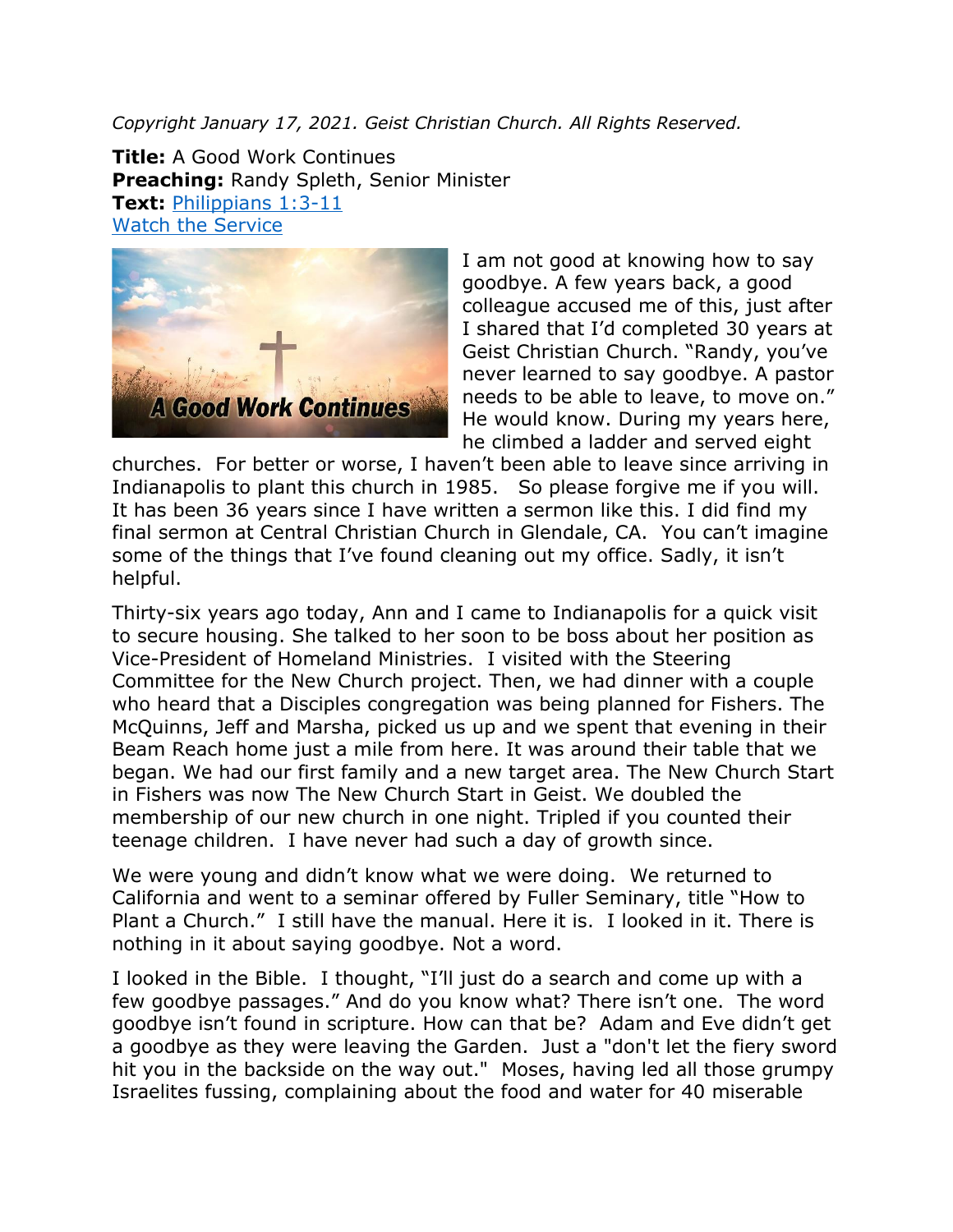*Copyright January 17, 2021. Geist Christian Church. All Rights Reserved.*

**Title:** A Good Work Continues
**Preaching:** Randy Spleth, Senior Minister
**Text:** [Philippians 1:3-11]()
[Watch the Service]()

I am not good at knowing how to say goodbye. A few years back, a good colleague accused me of this, just after I shared that I'd completed 30 years at Geist Christian Church. "Randy, you've never learned to say goodbye. A pastor needs to be able to leave, to move on." He would know. During my years here, he climbed a ladder and served eight churches. For better or worse, I haven't been able to leave since arriving in Indianapolis to plant this church in 1985. So please forgive me if you will. It has been 36 years since I have written a sermon like this. I did find my final sermon at Central Christian Church in Glendale, CA. You can't imagine some of the things that I've found cleaning out my office. Sadly, it isn't helpful.

Thirty-six years ago today, Ann and I came to Indianapolis for a quick visit to secure housing. She talked to her soon to be boss about her position as Vice-President of Homeland Ministries. I visited with the Steering Committee for the New Church project. Then, we had dinner with a couple who heard that a Disciples congregation was being planned for Fishers. The McQuinns, Jeff and Marsha, picked us up and we spent that evening in their Beam Reach home just a mile from here. It was around their table that we began. We had our first family and a new target area. The New Church Start in Fishers was now The New Church Start in Geist. We doubled the membership of our new church in one night. Tripled if you counted their teenage children. I have never had such a day of growth since.

We were young and didn't know what we were doing. We returned to California and went to a seminar offered by Fuller Seminary, title "How to Plant a Church." I still have the manual. Here it is. I looked in it. There is nothing in it about saying goodbye. Not a word.

I looked in the Bible. I thought, "I'll just do a search and come up with a few goodbye passages." And do you know what? There isn't one. The word goodbye isn't found in scripture. How can that be? Adam and Eve didn't get a goodbye as they were leaving the Garden. Just a "don't let the fiery sword hit you in the backside on the way out." Moses, having led all those grumpy Israelites fussing, complaining about the food and water for 40 miserable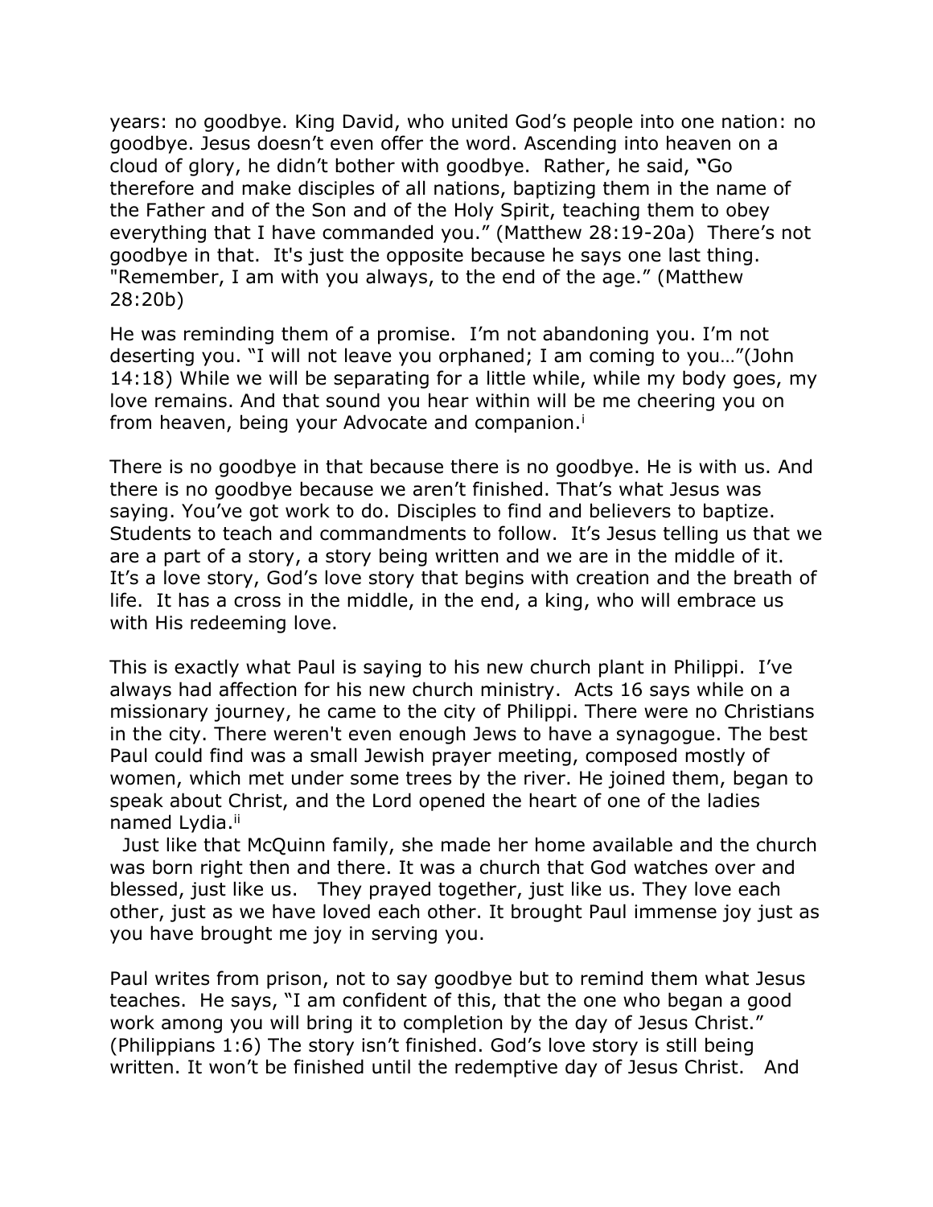years: no goodbye. King David, who united God's people into one nation: no goodbye. Jesus doesn't even offer the word. Ascending into heaven on a cloud of glory, he didn't bother with goodbye. Rather, he said, "Go therefore and make disciples of all nations, baptizing them in the name of the Father and of the Son and of the Holy Spirit, teaching them to obey everything that I have commanded you." (Matthew 28:19-20a) There's not goodbye in that. It's just the opposite because he says one last thing. "Remember, I am with you always, to the end of the age." (Matthew 28:20b)

He was reminding them of a promise. I'm not abandoning you. I'm not deserting you. "I will not leave you orphaned; I am coming to you…"(John 14:18) While we will be separating for a little while, while my body goes, my love remains. And that sound you hear within will be me cheering you on from heaven, being your Advocate and companion.[i]

There is no goodbye in that because there is no goodbye. He is with us. And there is no goodbye because we aren't finished. That's what Jesus was saying. You've got work to do. Disciples to find and believers to baptize. Students to teach and commandments to follow. It's Jesus telling us that we are a part of a story, a story being written and we are in the middle of it. It's a love story, God's love story that begins with creation and the breath of life. It has a cross in the middle, in the end, a king, who will embrace us with His redeeming love.

This is exactly what Paul is saying to his new church plant in Philippi. I've always had affection for his new church ministry. Acts 16 says while on a missionary journey, he came to the city of Philippi. There were no Christians in the city. There weren't even enough Jews to have a synagogue. The best Paul could find was a small Jewish prayer meeting, composed mostly of women, which met under some trees by the river. He joined them, began to speak about Christ, and the Lord opened the heart of one of the ladies named Lydia.[ii]

Just like that McQuinn family, she made her home available and the church was born right then and there. It was a church that God watches over and blessed, just like us. They prayed together, just like us. They love each other, just as we have loved each other. It brought Paul immense joy just as you have brought me joy in serving you.

Paul writes from prison, not to say goodbye but to remind them what Jesus teaches. He says, "I am confident of this, that the one who began a good work among you will bring it to completion by the day of Jesus Christ." (Philippians 1:6) The story isn't finished. God's love story is still being written. It won't be finished until the redemptive day of Jesus Christ. And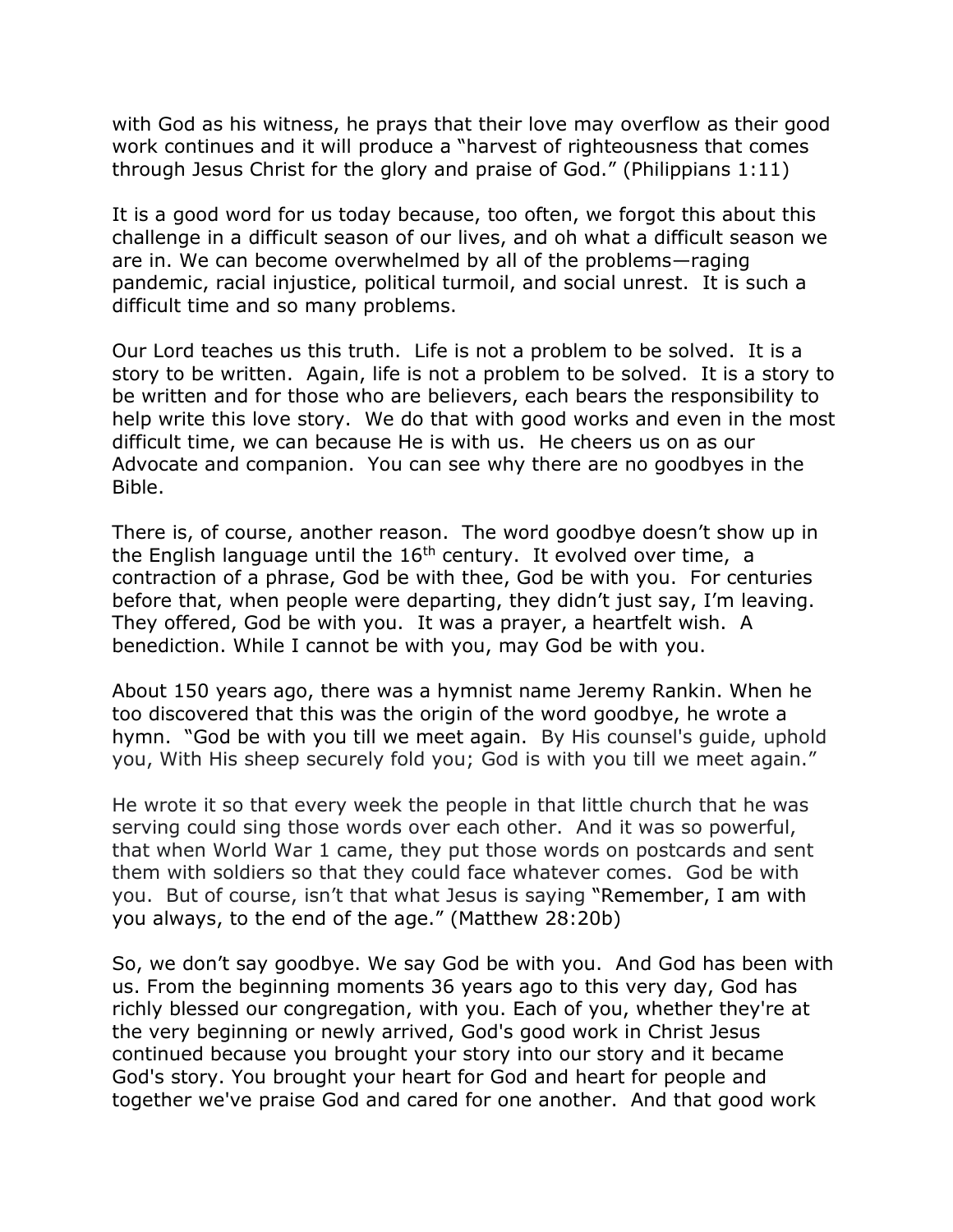with God as his witness, he prays that their love may overflow as their good work continues and it will produce a "harvest of righteousness that comes through Jesus Christ for the glory and praise of God." (Philippians 1:11)

It is a good word for us today because, too often, we forgot this about this challenge in a difficult season of our lives, and oh what a difficult season we are in. We can become overwhelmed by all of the problems—raging pandemic, racial injustice, political turmoil, and social unrest. It is such a difficult time and so many problems.

Our Lord teaches us this truth. Life is not a problem to be solved. It is a story to be written. Again, life is not a problem to be solved. It is a story to be written and for those who are believers, each bears the responsibility to help write this love story. We do that with good works and even in the most difficult time, we can because He is with us. He cheers us on as our Advocate and companion. You can see why there are no goodbyes in the Bible.

There is, of course, another reason. The word goodbye doesn't show up in the English language until the 16th century. It evolved over time, a contraction of a phrase, God be with thee, God be with you. For centuries before that, when people were departing, they didn't just say, I'm leaving. They offered, God be with you. It was a prayer, a heartfelt wish. A benediction. While I cannot be with you, may God be with you.

About 150 years ago, there was a hymnist name Jeremy Rankin. When he too discovered that this was the origin of the word goodbye, he wrote a hymn. "God be with you till we meet again. By His counsel's guide, uphold you, With His sheep securely fold you; God is with you till we meet again."

He wrote it so that every week the people in that little church that he was serving could sing those words over each other. And it was so powerful, that when World War 1 came, they put those words on postcards and sent them with soldiers so that they could face whatever comes. God be with you. But of course, isn't that what Jesus is saying "Remember, I am with you always, to the end of the age." (Matthew 28:20b)

So, we don't say goodbye. We say God be with you. And God has been with us. From the beginning moments 36 years ago to this very day, God has richly blessed our congregation, with you. Each of you, whether they're at the very beginning or newly arrived, God's good work in Christ Jesus continued because you brought your story into our story and it became God's story. You brought your heart for God and heart for people and together we've praise God and cared for one another. And that good work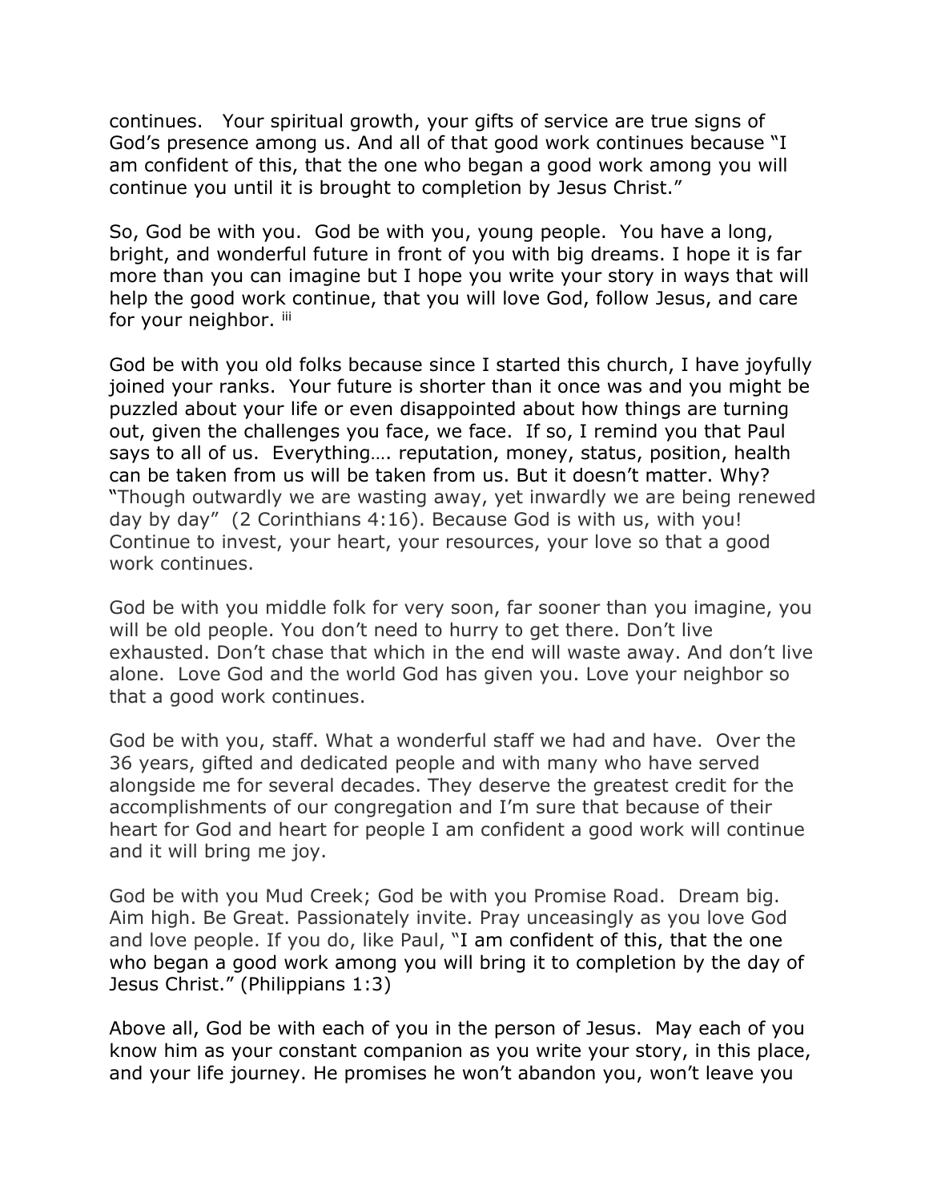continues. Your spiritual growth, your gifts of service are true signs of God's presence among us. And all of that good work continues because "I am confident of this, that the one who began a good work among you will continue you until it is brought to completion by Jesus Christ."

So, God be with you. God be with you, young people. You have a long, bright, and wonderful future in front of you with big dreams. I hope it is far more than you can imagine but I hope you write your story in ways that will help the good work continue, that you will love God, follow Jesus, and care for your neighbor. [iii]

God be with you old folks because since I started this church, I have joyfully joined your ranks. Your future is shorter than it once was and you might be puzzled about your life or even disappointed about how things are turning out, given the challenges you face, we face. If so, I remind you that Paul says to all of us. Everything…. reputation, money, status, position, health can be taken from us will be taken from us. But it doesn't matter. Why? "Though outwardly we are wasting away, yet inwardly we are being renewed day by day" (2 Corinthians 4:16). Because God is with us, with you! Continue to invest, your heart, your resources, your love so that a good work continues.

God be with you middle folk for very soon, far sooner than you imagine, you will be old people. You don't need to hurry to get there. Don't live exhausted. Don't chase that which in the end will waste away. And don't live alone. Love God and the world God has given you. Love your neighbor so that a good work continues.

God be with you, staff. What a wonderful staff we had and have. Over the 36 years, gifted and dedicated people and with many who have served alongside me for several decades. They deserve the greatest credit for the accomplishments of our congregation and I'm sure that because of their heart for God and heart for people I am confident a good work will continue and it will bring me joy.

God be with you Mud Creek; God be with you Promise Road. Dream big. Aim high. Be Great. Passionately invite. Pray unceasingly as you love God and love people. If you do, like Paul, "I am confident of this, that the one who began a good work among you will bring it to completion by the day of Jesus Christ." (Philippians 1:3)

Above all, God be with each of you in the person of Jesus. May each of you know him as your constant companion as you write your story, in this place, and your life journey. He promises he won't abandon you, won't leave you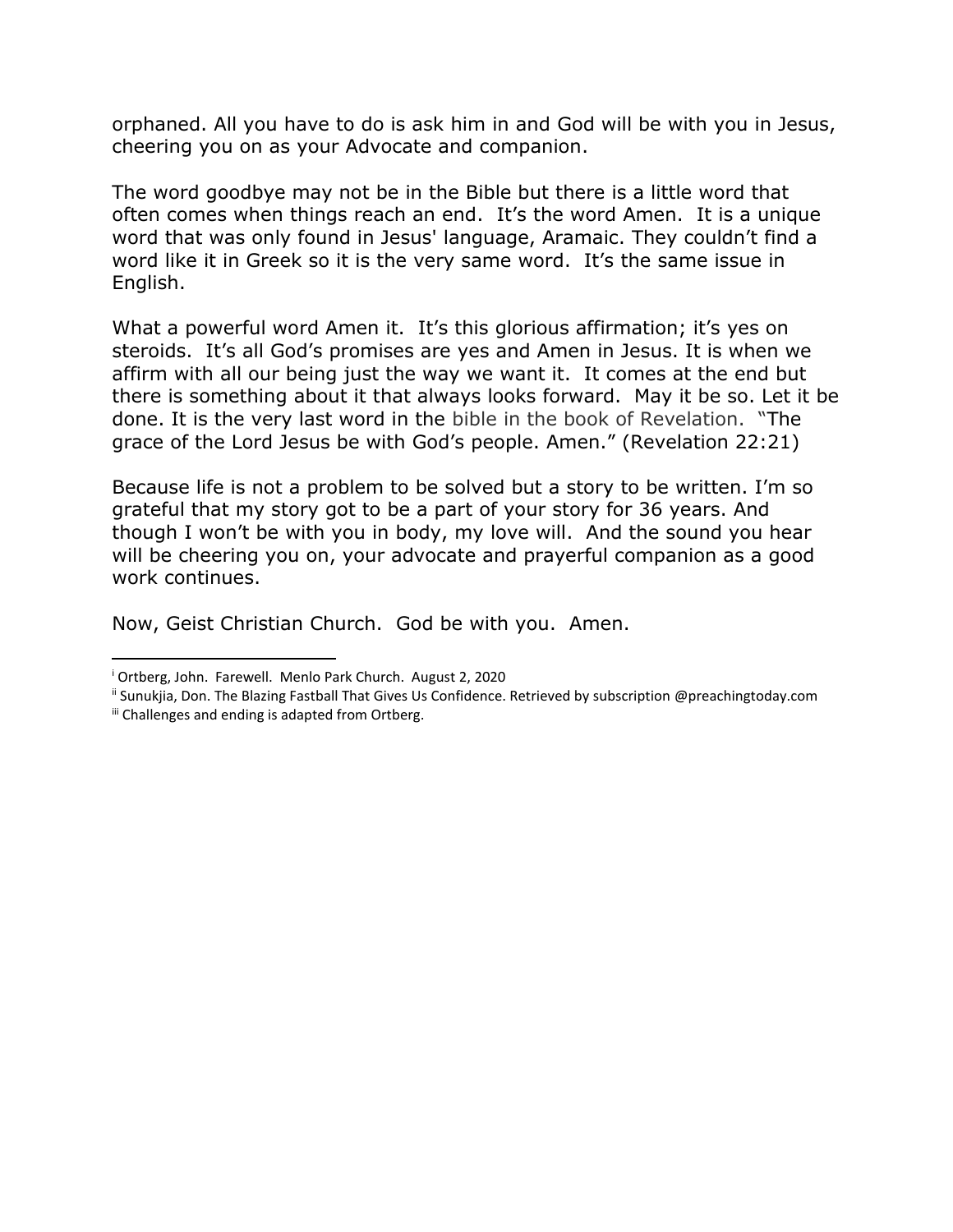orphaned. All you have to do is ask him in and God will be with you in Jesus, cheering you on as your Advocate and companion.

The word goodbye may not be in the Bible but there is a little word that often comes when things reach an end. It's the word Amen. It is a unique word that was only found in Jesus' language, Aramaic. They couldn't find a word like it in Greek so it is the very same word. It's the same issue in English.

What a powerful word Amen it. It's this glorious affirmation; it's yes on steroids. It's all God's promises are yes and Amen in Jesus. It is when we affirm with all our being just the way we want it. It comes at the end but there is something about it that always looks forward. May it be so. Let it be done. It is the very last word in the bible in the book of Revelation. "The grace of the Lord Jesus be with God's people. Amen." (Revelation 22:21)

Because life is not a problem to be solved but a story to be written. I'm so grateful that my story got to be a part of your story for 36 years. And though I won't be with you in body, my love will. And the sound you hear will be cheering you on, your advocate and prayerful companion as a good work continues.

Now, Geist Christian Church. God be with you. Amen.

---

[i] Ortberg, John. Farewell. Menlo Park Church. August 2, 2020

[ii] Sunukjia, Don. The Blazing Fastball That Gives Us Confidence. Retrieved by subscription @preachingtoday.com

[iii] Challenges and ending is adapted from Ortberg.